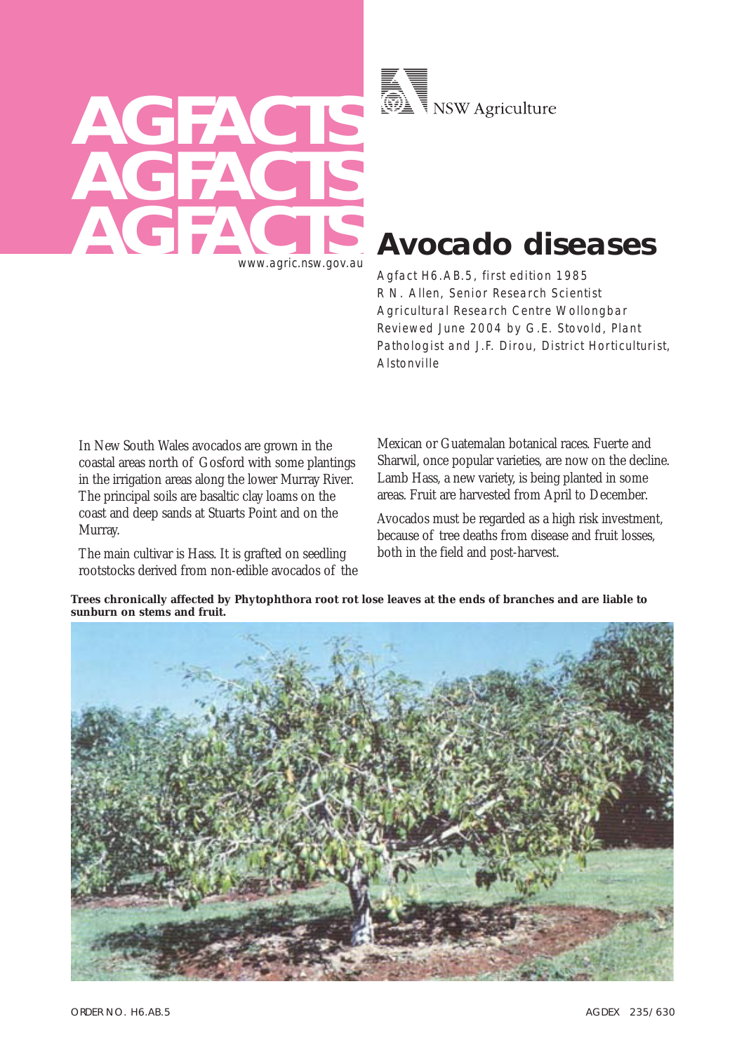AGFACTS AGFACTS AGFACTS

www.agric.nsw.gov.au

NSW Agriculture

# Avocado diseases

Agfact H6.AB.5, first edition 1985
R N. Allen, Senior Research Scientist
Agricultural Research Centre Wollongbar
Reviewed June 2004 by G.E. Stovold, Plant Pathologist and J.F. Dirou, District Horticulturist, Alstonville

In New South Wales avocados are grown in the coastal areas north of Gosford with some plantings in the irrigation areas along the lower Murray River. The principal soils are basaltic clay loams on the coast and deep sands at Stuarts Point and on the Murray.

The main cultivar is Hass. It is grafted on seedling rootstocks derived from non-edible avocados of the Mexican or Guatemalan botanical races. Fuerte and Sharwil, once popular varieties, are now on the decline. Lamb Hass, a new variety, is being planted in some areas. Fruit are harvested from April to December.

Avocados must be regarded as a high risk investment, because of tree deaths from disease and fruit losses, both in the field and post-harvest.

**Trees chronically affected by Phytophthora root rot lose leaves at the ends of branches and are liable to sunburn on stems and fruit.**

ORDER NO. H6.AB.5

AGDEX 235/630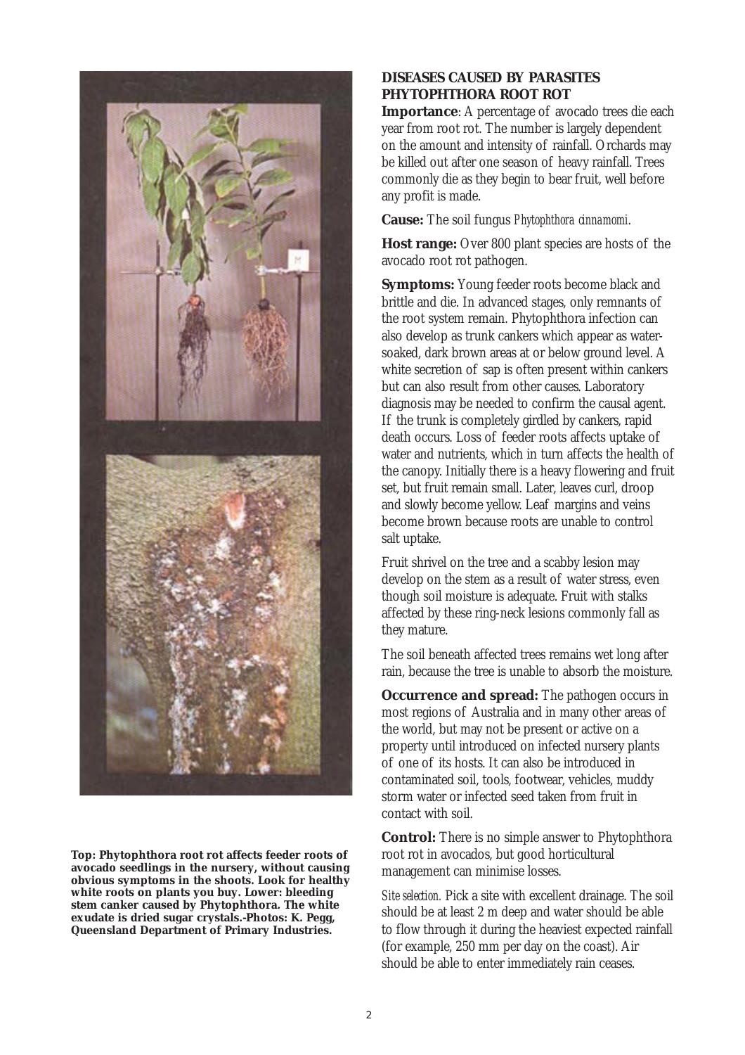Top: Phytophthora root rot affects feeder roots of avocado seedlings in the nursery, without causing obvious symptoms in the shoots. Look for healthy white roots on plants you buy. Lower: bleeding stem canker caused by Phytophthora. The white exudate is dried sugar crystals.-Photos: K. Pegg, Queensland Department of Primary Industries.

## DISEASES CAUSED BY PARASITES

### PHYTOPHTHORA ROOT ROT

**Importance**: A percentage of avocado trees die each year from root rot. The number is largely dependent on the amount and intensity of rainfall. Orchards may be killed out after one season of heavy rainfall. Trees commonly die as they begin to bear fruit, well before any profit is made.

**Cause:** The soil fungus *Phytophthora cinnamomi*.

**Host range:** Over 800 plant species are hosts of the avocado root rot pathogen.

**Symptoms:** Young feeder roots become black and brittle and die. In advanced stages, only remnants of the root system remain. Phytophthora infection can also develop as trunk cankers which appear as water-soaked, dark brown areas at or below ground level. A white secretion of sap is often present within cankers but can also result from other causes. Laboratory diagnosis may be needed to confirm the causal agent. If the trunk is completely girdled by cankers, rapid death occurs. Loss of feeder roots affects uptake of water and nutrients, which in turn affects the health of the canopy. Initially there is a heavy flowering and fruit set, but fruit remain small. Later, leaves curl, droop and slowly become yellow. Leaf margins and veins become brown because roots are unable to control salt uptake.

Fruit shrivel on the tree and a scabby lesion may develop on the stem as a result of water stress, even though soil moisture is adequate. Fruit with stalks affected by these ring-neck lesions commonly fall as they mature.

The soil beneath affected trees remains wet long after rain, because the tree is unable to absorb the moisture.

**Occurrence and spread:** The pathogen occurs in most regions of Australia and in many other areas of the world, but may not be present or active on a property until introduced on infected nursery plants of one of its hosts. It can also be introduced in contaminated soil, tools, footwear, vehicles, muddy storm water or infected seed taken from fruit in contact with soil.

**Control:** There is no simple answer to Phytophthora root rot in avocados, but good horticultural management can minimise losses.

*Site selection.* Pick a site with excellent drainage. The soil should be at least 2 m deep and water should be able to flow through it during the heaviest expected rainfall (for example, 250 mm per day on the coast). Air should be able to enter immediately rain ceases.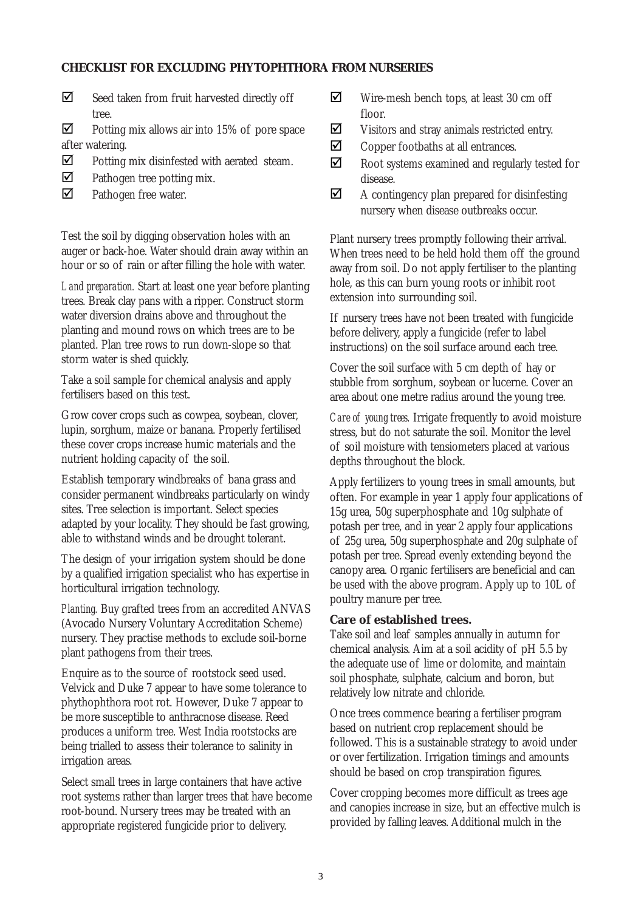**CHECKLIST FOR EXCLUDING PHYTOPHTHORA FROM NURSERIES**

- ☑ Seed taken from fruit harvested directly off tree.
- ☑ Potting mix allows air into 15% of pore space after watering.
- ☑ Potting mix disinfested with aerated steam.
- ☑ Pathogen tree potting mix.
- ☑ Pathogen free water.
- ☑ Wire-mesh bench tops, at least 30 cm off floor.
- ☑ Visitors and stray animals restricted entry.
- ☑ Copper footbaths at all entrances.
- ☑ Root systems examined and regularly tested for disease.
- ☑ A contingency plan prepared for disinfesting nursery when disease outbreaks occur.

Test the soil by digging observation holes with an auger or back-hoe. Water should drain away within an hour or so of rain or after filling the hole with water.

*Land preparation.* Start at least one year before planting trees. Break clay pans with a ripper. Construct storm water diversion drains above and throughout the planting and mound rows on which trees are to be planted. Plan tree rows to run down-slope so that storm water is shed quickly.

Take a soil sample for chemical analysis and apply fertilisers based on this test.

Grow cover crops such as cowpea, soybean, clover, lupin, sorghum, maize or banana. Properly fertilised these cover crops increase humic materials and the nutrient holding capacity of the soil.

Establish temporary windbreaks of bana grass and consider permanent windbreaks particularly on windy sites. Tree selection is important. Select species adapted by your locality. They should be fast growing, able to withstand winds and be drought tolerant.

The design of your irrigation system should be done by a qualified irrigation specialist who has expertise in horticultural irrigation technology.

*Planting.* Buy grafted trees from an accredited ANVAS (Avocado Nursery Voluntary Accreditation Scheme) nursery. They practise methods to exclude soil-borne plant pathogens from their trees.

Enquire as to the source of rootstock seed used. Velvick and Duke 7 appear to have some tolerance to phythophthora root rot. However, Duke 7 appear to be more susceptible to anthracnose disease. Reed produces a uniform tree. West India rootstocks are being trialled to assess their tolerance to salinity in irrigation areas.

Select small trees in large containers that have active root systems rather than larger trees that have become root-bound. Nursery trees may be treated with an appropriate registered fungicide prior to delivery.

Plant nursery trees promptly following their arrival. When trees need to be held hold them off the ground away from soil. Do not apply fertiliser to the planting hole, as this can burn young roots or inhibit root extension into surrounding soil.

If nursery trees have not been treated with fungicide before delivery, apply a fungicide (refer to label instructions) on the soil surface around each tree.

Cover the soil surface with 5 cm depth of hay or stubble from sorghum, soybean or lucerne. Cover an area about one metre radius around the young tree.

*Care of young trees.* Irrigate frequently to avoid moisture stress, but do not saturate the soil. Monitor the level of soil moisture with tensiometers placed at various depths throughout the block.

Apply fertilizers to young trees in small amounts, but often. For example in year 1 apply four applications of 15g urea, 50g superphosphate and 10g sulphate of potash per tree, and in year 2 apply four applications of 25g urea, 50g superphosphate and 20g sulphate of potash per tree. Spread evenly extending beyond the canopy area. Organic fertilisers are beneficial and can be used with the above program. Apply up to 10L of poultry manure per tree.

**Care of established trees.**

Take soil and leaf samples annually in autumn for chemical analysis. Aim at a soil acidity of pH 5.5 by the adequate use of lime or dolomite, and maintain soil phosphate, sulphate, calcium and boron, but relatively low nitrate and chloride.

Once trees commence bearing a fertiliser program based on nutrient crop replacement should be followed. This is a sustainable strategy to avoid under or over fertilization. Irrigation timings and amounts should be based on crop transpiration figures.

Cover cropping becomes more difficult as trees age and canopies increase in size, but an effective mulch is provided by falling leaves. Additional mulch in the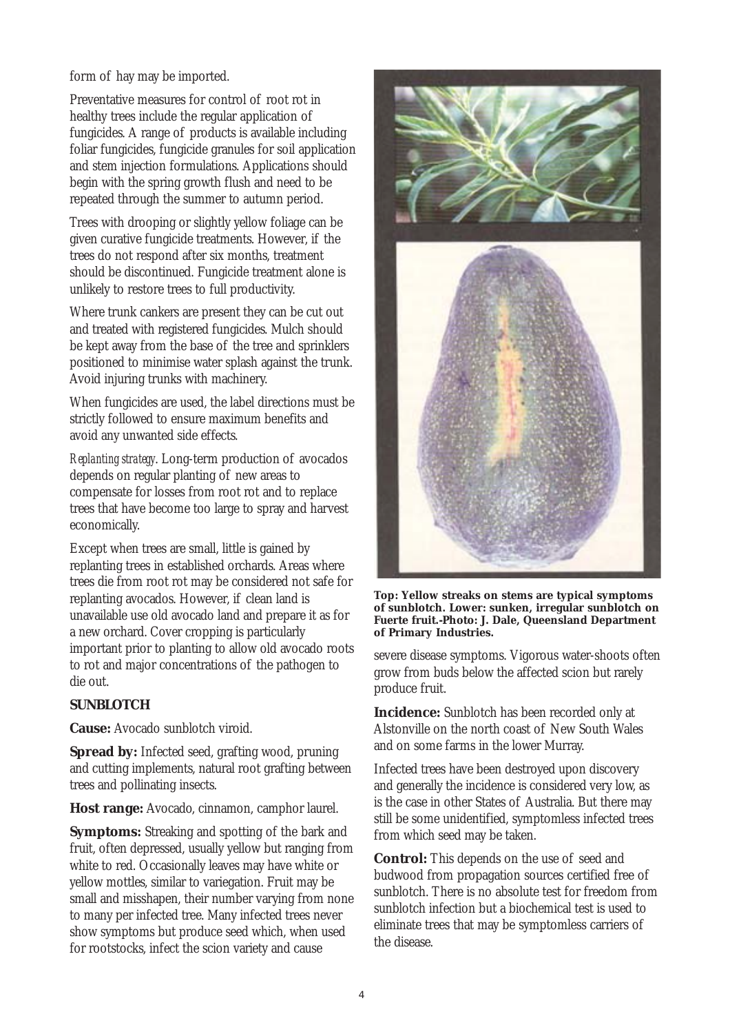form of hay may be imported.

Preventative measures for control of root rot in healthy trees include the regular application of fungicides. A range of products is available including foliar fungicides, fungicide granules for soil application and stem injection formulations. Applications should begin with the spring growth flush and need to be repeated through the summer to autumn period.

Trees with drooping or slightly yellow foliage can be given curative fungicide treatments. However, if the trees do not respond after six months, treatment should be discontinued. Fungicide treatment alone is unlikely to restore trees to full productivity.

Where trunk cankers are present they can be cut out and treated with registered fungicides. Mulch should be kept away from the base of the tree and sprinklers positioned to minimise water splash against the trunk. Avoid injuring trunks with machinery.

When fungicides are used, the label directions must be strictly followed to ensure maximum benefits and avoid any unwanted side effects.

*Replanting strategy*. Long-term production of avocados depends on regular planting of new areas to compensate for losses from root rot and to replace trees that have become too large to spray and harvest economically.

Except when trees are small, little is gained by replanting trees in established orchards. Areas where trees die from root rot may be considered not safe for replanting avocados. However, if clean land is unavailable use old avocado land and prepare it as for a new orchard. Cover cropping is particularly important prior to planting to allow old avocado roots to rot and major concentrations of the pathogen to die out.

## SUNBLOTCH

**Cause:** Avocado sunblotch viroid.

**Spread by:** Infected seed, grafting wood, pruning and cutting implements, natural root grafting between trees and pollinating insects.

**Host range:** Avocado, cinnamon, camphor laurel.

**Symptoms:** Streaking and spotting of the bark and fruit, often depressed, usually yellow but ranging from white to red. Occasionally leaves may have white or yellow mottles, similar to variegation. Fruit may be small and misshapen, their number varying from none to many per infected tree. Many infected trees never show symptoms but produce seed which, when used for rootstocks, infect the scion variety and cause severe disease symptoms. Vigorous water-shoots often grow from buds below the affected scion but rarely produce fruit.

**Top: Yellow streaks on stems are typical symptoms of sunblotch. Lower: sunken, irregular sunblotch on Fuerte fruit.-Photo: J. Dale, Queensland Department of Primary Industries.**

**Incidence:** Sunblotch has been recorded only at Alstonville on the north coast of New South Wales and on some farms in the lower Murray.

Infected trees have been destroyed upon discovery and generally the incidence is considered very low, as is the case in other States of Australia. But there may still be some unidentified, symptomless infected trees from which seed may be taken.

**Control:** This depends on the use of seed and budwood from propagation sources certified free of sunblotch. There is no absolute test for freedom from sunblotch infection but a biochemical test is used to eliminate trees that may be symptomless carriers of the disease.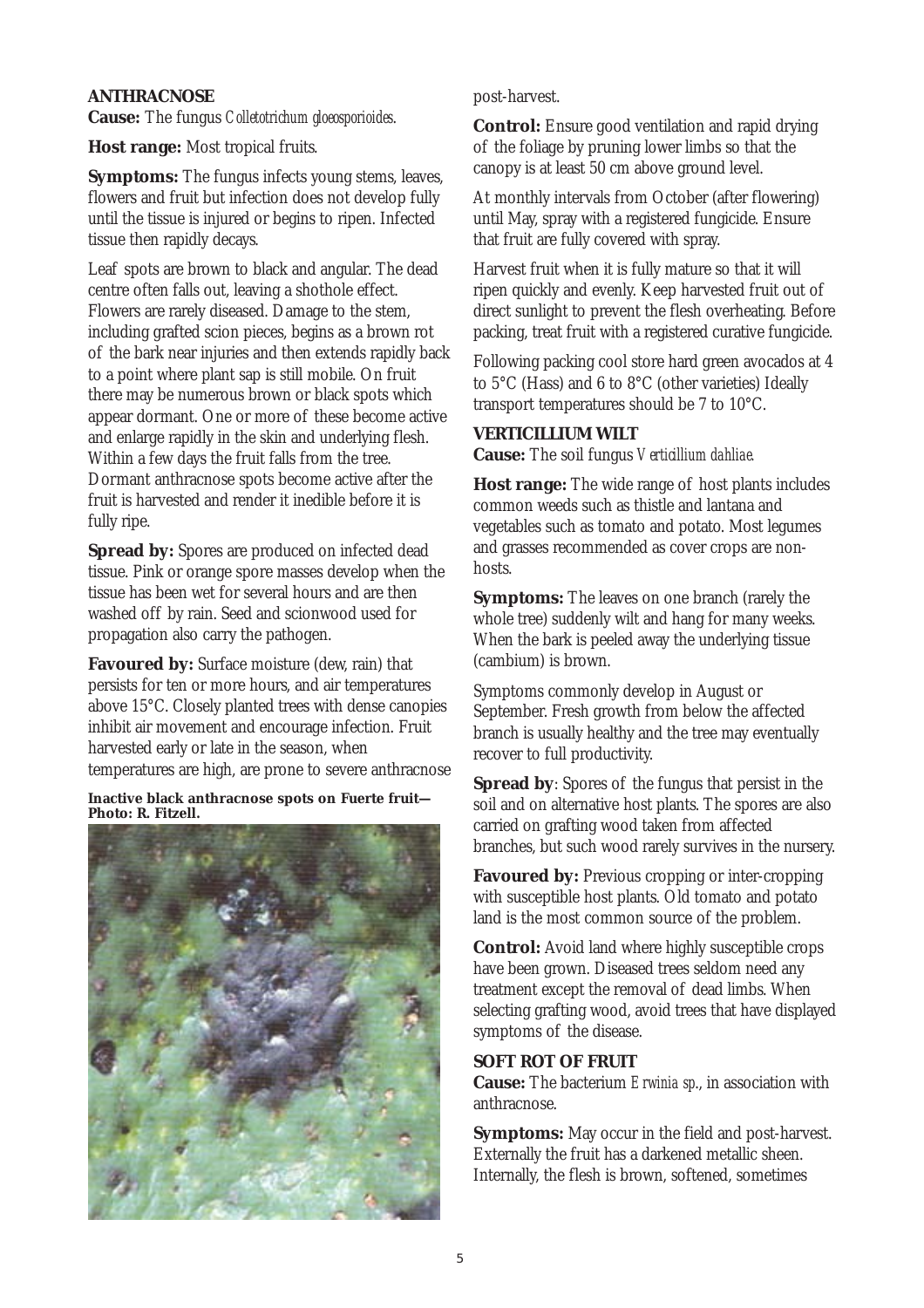## ANTHRACNOSE

**Cause:** The fungus *Colletotrichum gloeosporioides*.

**Host range:** Most tropical fruits.

**Symptoms:** The fungus infects young stems, leaves, flowers and fruit but infection does not develop fully until the tissue is injured or begins to ripen. Infected tissue then rapidly decays.

Leaf spots are brown to black and angular. The dead centre often falls out, leaving a shothole effect. Flowers are rarely diseased. Damage to the stem, including grafted scion pieces, begins as a brown rot of the bark near injuries and then extends rapidly back to a point where plant sap is still mobile. On fruit there may be numerous brown or black spots which appear dormant. One or more of these become active and enlarge rapidly in the skin and underlying flesh. Within a few days the fruit falls from the tree. Dormant anthracnose spots become active after the fruit is harvested and render it inedible before it is fully ripe.

**Spread by:** Spores are produced on infected dead tissue. Pink or orange spore masses develop when the tissue has been wet for several hours and are then washed off by rain. Seed and scionwood used for propagation also carry the pathogen.

**Favoured by:** Surface moisture (dew, rain) that persists for ten or more hours, and air temperatures above 15°C. Closely planted trees with dense canopies inhibit air movement and encourage infection. Fruit harvested early or late in the season, when temperatures are high, are prone to severe anthracnose post-harvest.

**Inactive black anthracnose spots on Fuerte fruit—Photo: R. Fitzell.**

**Control:** Ensure good ventilation and rapid drying of the foliage by pruning lower limbs so that the canopy is at least 50 cm above ground level.

At monthly intervals from October (after flowering) until May, spray with a registered fungicide. Ensure that fruit are fully covered with spray.

Harvest fruit when it is fully mature so that it will ripen quickly and evenly. Keep harvested fruit out of direct sunlight to prevent the flesh overheating. Before packing, treat fruit with a registered curative fungicide.

Following packing cool store hard green avocados at 4 to 5°C (Hass) and 6 to 8°C (other varieties) Ideally transport temperatures should be 7 to 10°C.

## VERTICILLIUM WILT

**Cause:** The soil fungus *Verticillium dahliae.*

**Host range:** The wide range of host plants includes common weeds such as thistle and lantana and vegetables such as tomato and potato. Most legumes and grasses recommended as cover crops are non-hosts.

**Symptoms:** The leaves on one branch (rarely the whole tree) suddenly wilt and hang for many weeks. When the bark is peeled away the underlying tissue (cambium) is brown.

Symptoms commonly develop in August or September. Fresh growth from below the affected branch is usually healthy and the tree may eventually recover to full productivity.

**Spread by**: Spores of the fungus that persist in the soil and on alternative host plants. The spores are also carried on grafting wood taken from affected branches, but such wood rarely survives in the nursery.

**Favoured by:** Previous cropping or inter-cropping with susceptible host plants. Old tomato and potato land is the most common source of the problem.

**Control:** Avoid land where highly susceptible crops have been grown. Diseased trees seldom need any treatment except the removal of dead limbs. When selecting grafting wood, avoid trees that have displayed symptoms of the disease.

## SOFT ROT OF FRUIT

**Cause:** The bacterium *Erwinia sp.*, in association with anthracnose.

**Symptoms:** May occur in the field and post-harvest. Externally the fruit has a darkened metallic sheen. Internally, the flesh is brown, softened, sometimes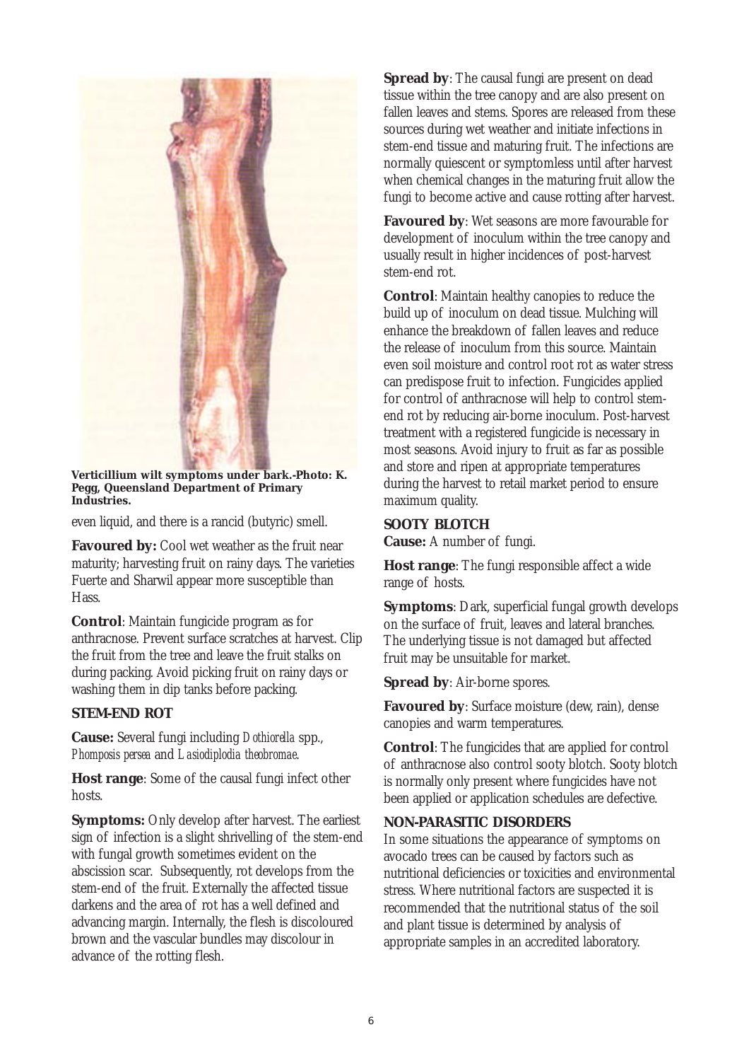**Verticillium wilt symptoms under bark.-Photo: K. Pegg, Queensland Department of Primary Industries.**

even liquid, and there is a rancid (butyric) smell.

**Favoured by:** Cool wet weather as the fruit near maturity; harvesting fruit on rainy days. The varieties Fuerte and Sharwil appear more susceptible than Hass.

**Control**: Maintain fungicide program as for anthracnose. Prevent surface scratches at harvest. Clip the fruit from the tree and leave the fruit stalks on during packing. Avoid picking fruit on rainy days or washing them in dip tanks before packing.

### STEM-END ROT

**Cause:** Several fungi including *Dothiorella* spp., *Phomposis persea* and *Lasiodiplodia theobromae*.

**Host range**: Some of the causal fungi infect other hosts.

**Symptoms:** Only develop after harvest. The earliest sign of infection is a slight shrivelling of the stem-end with fungal growth sometimes evident on the abscission scar. Subsequently, rot develops from the stem-end of the fruit. Externally the affected tissue darkens and the area of rot has a well defined and advancing margin. Internally, the flesh is discoloured brown and the vascular bundles may discolour in advance of the rotting flesh.

**Spread by**: The causal fungi are present on dead tissue within the tree canopy and are also present on fallen leaves and stems. Spores are released from these sources during wet weather and initiate infections in stem-end tissue and maturing fruit. The infections are normally quiescent or symptomless until after harvest when chemical changes in the maturing fruit allow the fungi to become active and cause rotting after harvest.

**Favoured by**: Wet seasons are more favourable for development of inoculum within the tree canopy and usually result in higher incidences of post-harvest stem-end rot.

**Control**: Maintain healthy canopies to reduce the build up of inoculum on dead tissue. Mulching will enhance the breakdown of fallen leaves and reduce the release of inoculum from this source. Maintain even soil moisture and control root rot as water stress can predispose fruit to infection. Fungicides applied for control of anthracnose will help to control stem-end rot by reducing air-borne inoculum. Post-harvest treatment with a registered fungicide is necessary in most seasons. Avoid injury to fruit as far as possible and store and ripen at appropriate temperatures during the harvest to retail market period to ensure maximum quality.

### SOOTY BLOTCH

**Cause:** A number of fungi.

**Host range**: The fungi responsible affect a wide range of hosts.

**Symptoms**: Dark, superficial fungal growth develops on the surface of fruit, leaves and lateral branches. The underlying tissue is not damaged but affected fruit may be unsuitable for market.

**Spread by**: Air-borne spores.

**Favoured by**: Surface moisture (dew, rain), dense canopies and warm temperatures.

**Control**: The fungicides that are applied for control of anthracnose also control sooty blotch. Sooty blotch is normally only present where fungicides have not been applied or application schedules are defective.

### NON-PARASITIC DISORDERS

In some situations the appearance of symptoms on avocado trees can be caused by factors such as nutritional deficiencies or toxicities and environmental stress. Where nutritional factors are suspected it is recommended that the nutritional status of the soil and plant tissue is determined by analysis of appropriate samples in an accredited laboratory.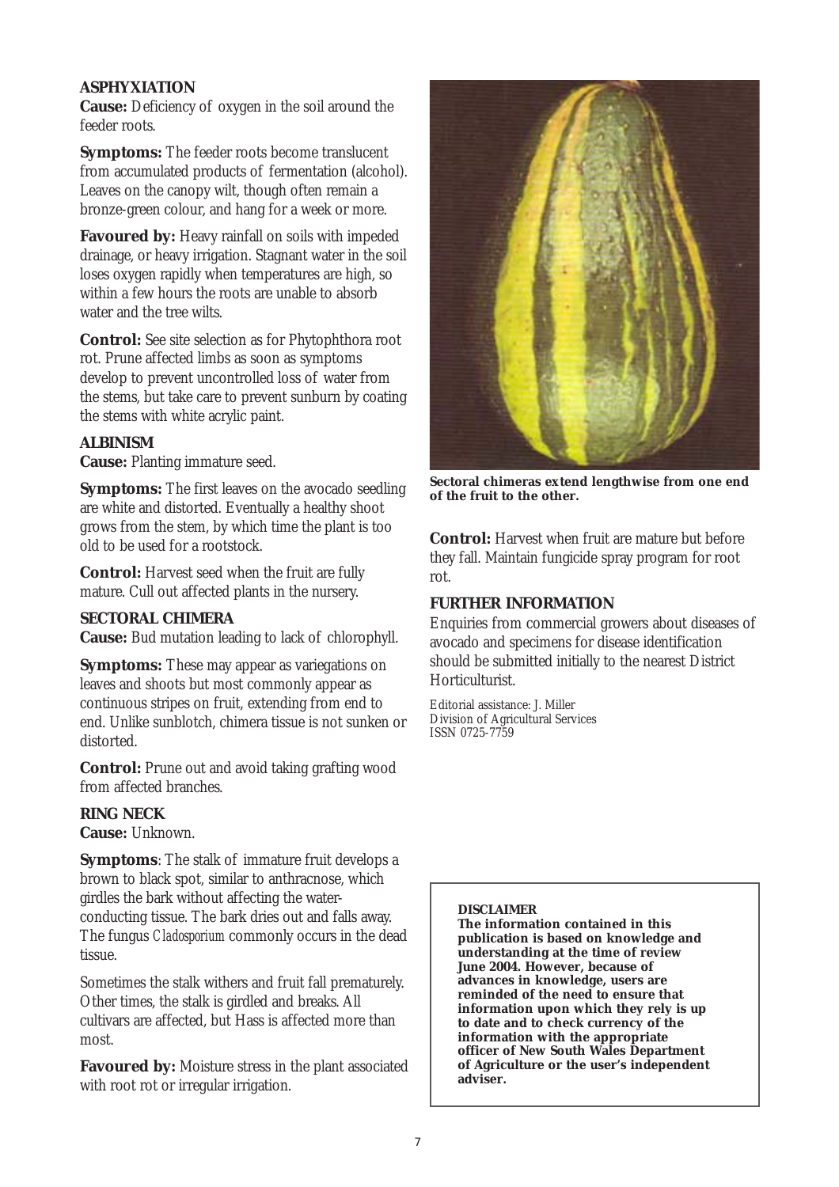### ASPHYXIATION

**Cause:** Deficiency of oxygen in the soil around the feeder roots.

**Symptoms:** The feeder roots become translucent from accumulated products of fermentation (alcohol). Leaves on the canopy wilt, though often remain a bronze-green colour, and hang for a week or more.

**Favoured by:** Heavy rainfall on soils with impeded drainage, or heavy irrigation. Stagnant water in the soil loses oxygen rapidly when temperatures are high, so within a few hours the roots are unable to absorb water and the tree wilts.

**Control:** See site selection as for Phytophthora root rot. Prune affected limbs as soon as symptoms develop to prevent uncontrolled loss of water from the stems, but take care to prevent sunburn by coating the stems with white acrylic paint.

### ALBINISM

**Cause:** Planting immature seed.

**Symptoms:** The first leaves on the avocado seedling are white and distorted. Eventually a healthy shoot grows from the stem, by which time the plant is too old to be used for a rootstock.

**Control:** Harvest seed when the fruit are fully mature. Cull out affected plants in the nursery.

### SECTORAL CHIMERA

**Cause:** Bud mutation leading to lack of chlorophyll.

**Symptoms:** These may appear as variegations on leaves and shoots but most commonly appear as continuous stripes on fruit, extending from end to end. Unlike sunblotch, chimera tissue is not sunken or distorted.

**Control:** Prune out and avoid taking grafting wood from affected branches.

### RING NECK

**Cause:** Unknown.

**Symptoms**: The stalk of immature fruit develops a brown to black spot, similar to anthracnose, which girdles the bark without affecting the water-conducting tissue. The bark dries out and falls away. The fungus *Cladosporium* commonly occurs in the dead tissue.

Sometimes the stalk withers and fruit fall prematurely. Other times, the stalk is girdled and breaks. All cultivars are affected, but Hass is affected more than most.

**Favoured by:** Moisture stress in the plant associated with root rot or irregular irrigation.

**Sectoral chimeras extend lengthwise from one end of the fruit to the other.**

**Control:** Harvest when fruit are mature but before they fall. Maintain fungicide spray program for root rot.

### FURTHER INFORMATION

Enquiries from commercial growers about diseases of avocado and specimens for disease identification should be submitted initially to the nearest District Horticulturist.

Editorial assistance: J. Miller
Division of Agricultural Services
ISSN 0725-7759

**DISCLAIMER**

**The information contained in this publication is based on knowledge and understanding at the time of review June 2004. However, because of advances in knowledge, users are reminded of the need to ensure that information upon which they rely is up to date and to check currency of the information with the appropriate officer of New South Wales Department of Agriculture or the user's independent adviser.**